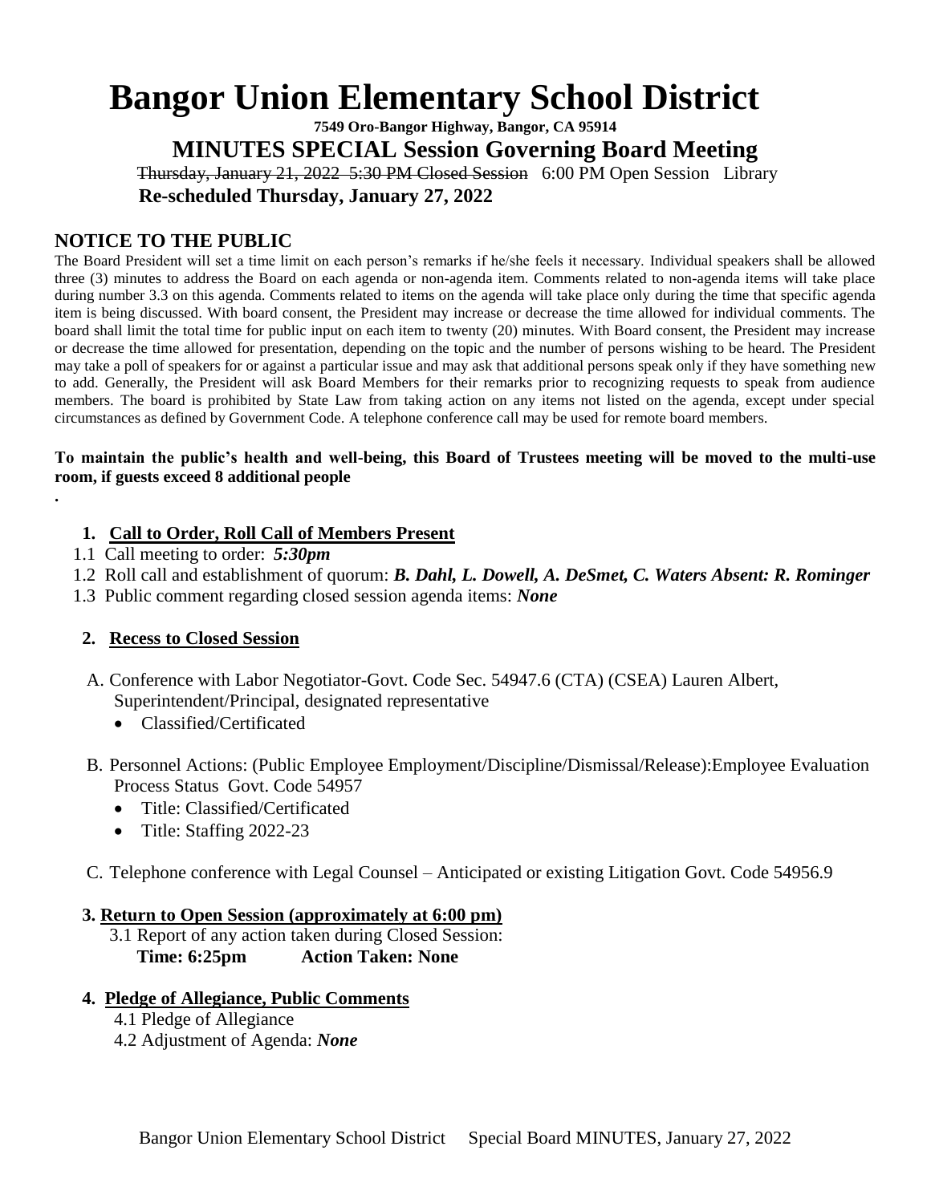# Bangor Union Elementary School District

**7549 Oro-Bangor Highway, Bangor, CA 95914**

## MINUTES SPECIAL Session Governing Board Meeting

~~Thursday, January 21, 2022 5:30 PM Closed Session~~ 6:00 PM Open Session Library

**Re-scheduled Thursday, January 27, 2022**

## NOTICE TO THE PUBLIC

The Board President will set a time limit on each person's remarks if he/she feels it necessary. Individual speakers shall be allowed three (3) minutes to address the Board on each agenda or non-agenda item. Comments related to non-agenda items will take place during number 3.3 on this agenda. Comments related to items on the agenda will take place only during the time that specific agenda item is being discussed. With board consent, the President may increase or decrease the time allowed for individual comments. The board shall limit the total time for public input on each item to twenty (20) minutes. With Board consent, the President may increase or decrease the time allowed for presentation, depending on the topic and the number of persons wishing to be heard. The President may take a poll of speakers for or against a particular issue and may ask that additional persons speak only if they have something new to add. Generally, the President will ask Board Members for their remarks prior to recognizing requests to speak from audience members. The board is prohibited by State Law from taking action on any items not listed on the agenda, except under special circumstances as defined by Government Code. A telephone conference call may be used for remote board members.

**To maintain the public's health and well-being, this Board of Trustees meeting will be moved to the multi-use room, if guests exceed 8 additional people**

.

1. **Call to Order, Roll Call of Members Present**

1.1 Call meeting to order: ***5:30pm***

1.2 Roll call and establishment of quorum: ***B. Dahl, L. Dowell, A. DeSmet, C. Waters Absent: R. Rominger***

1.3 Public comment regarding closed session agenda items: ***None***

2. **Recess to Closed Session**

A. Conference with Labor Negotiator-Govt. Code Sec. 54947.6 (CTA) (CSEA) Lauren Albert, Superintendent/Principal, designated representative

- Classified/Certificated

B. Personnel Actions: (Public Employee Employment/Discipline/Dismissal/Release):Employee Evaluation Process Status Govt. Code 54957

- Title: Classified/Certificated
- Title: Staffing 2022-23

C. Telephone conference with Legal Counsel – Anticipated or existing Litigation Govt. Code 54956.9

3. **Return to Open Session (approximately at 6:00 pm)**

3.1 Report of any action taken during Closed Session:

**Time: 6:25pm Action Taken: None**

4. **Pledge of Allegiance, Public Comments**

4.1 Pledge of Allegiance

4.2 Adjustment of Agenda: ***None***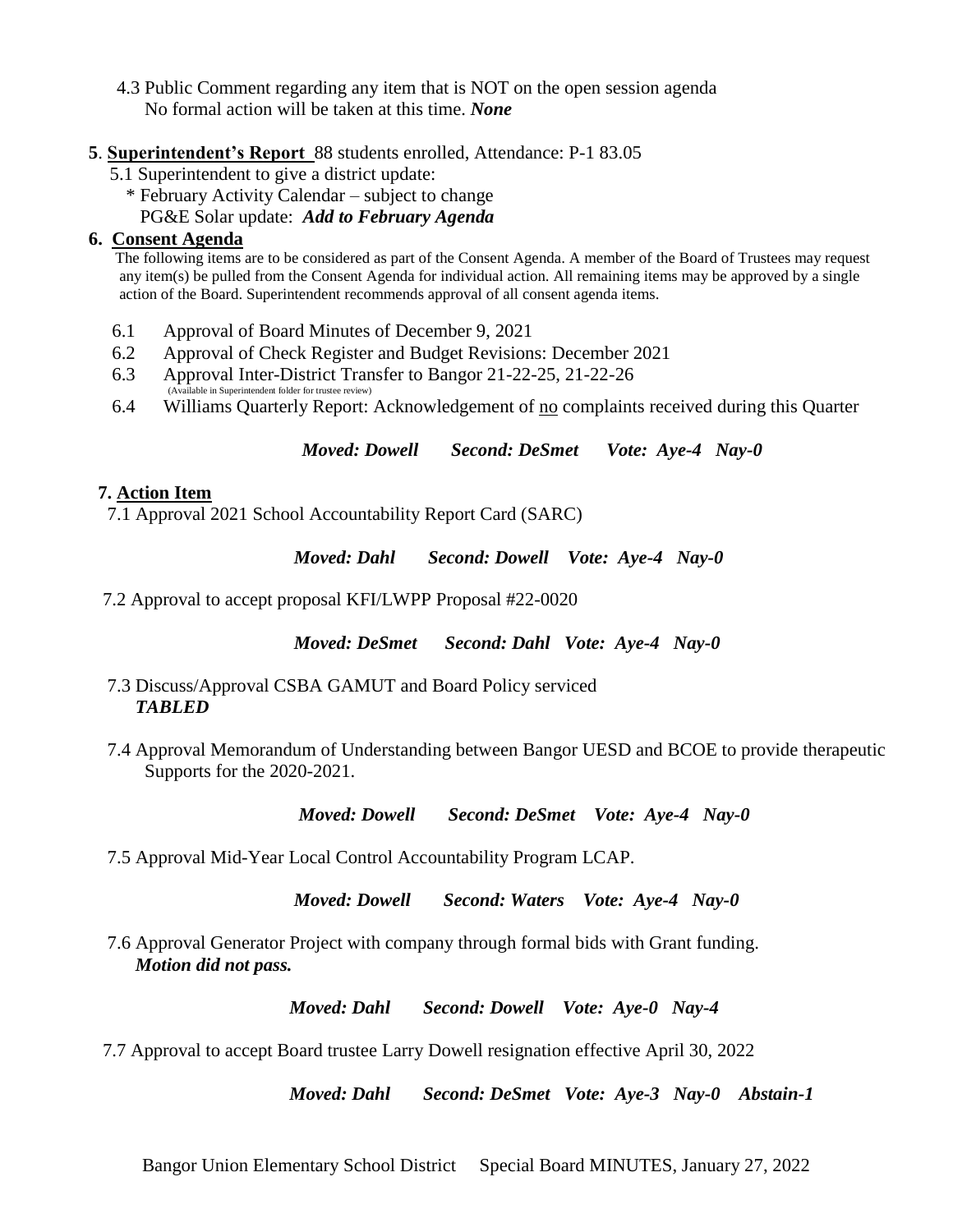4.3 Public Comment regarding any item that is NOT on the open session agenda
No formal action will be taken at this time. ***None***

**5**. **Superintendent's Report** 88 students enrolled, Attendance: P-1 83.05

5.1 Superintendent to give a district update:

\* February Activity Calendar – subject to change

PG&E Solar update: ***Add to February Agenda***

**6. Consent Agenda**

The following items are to be considered as part of the Consent Agenda. A member of the Board of Trustees may request any item(s) be pulled from the Consent Agenda for individual action. All remaining items may be approved by a single action of the Board. Superintendent recommends approval of all consent agenda items.

6.1 Approval of Board Minutes of December 9, 2021

6.2 Approval of Check Register and Budget Revisions: December 2021

6.3 Approval Inter-District Transfer to Bangor 21-22-25, 21-22-26
(Available in Superintendent folder for trustee review)

6.4 Williams Quarterly Report: Acknowledgement of no complaints received during this Quarter

***Moved: Dowell Second: DeSmet Vote: Aye-4 Nay-0***

**7. Action Item**

7.1 Approval 2021 School Accountability Report Card (SARC)

***Moved: Dahl Second: Dowell Vote: Aye-4 Nay-0***

7.2 Approval to accept proposal KFI/LWPP Proposal #22-0020

***Moved: DeSmet Second: Dahl Vote: Aye-4 Nay-0***

7.3 Discuss/Approval CSBA GAMUT and Board Policy serviced
***TABLED***

7.4 Approval Memorandum of Understanding between Bangor UESD and BCOE to provide therapeutic Supports for the 2020-2021.

***Moved: Dowell Second: DeSmet Vote: Aye-4 Nay-0***

7.5 Approval Mid-Year Local Control Accountability Program LCAP.

***Moved: Dowell Second: Waters Vote: Aye-4 Nay-0***

7.6 Approval Generator Project with company through formal bids with Grant funding.
***Motion did not pass.***

***Moved: Dahl Second: Dowell Vote: Aye-0 Nay-4***

7.7 Approval to accept Board trustee Larry Dowell resignation effective April 30, 2022

***Moved: Dahl Second: DeSmet Vote: Aye-3 Nay-0 Abstain-1***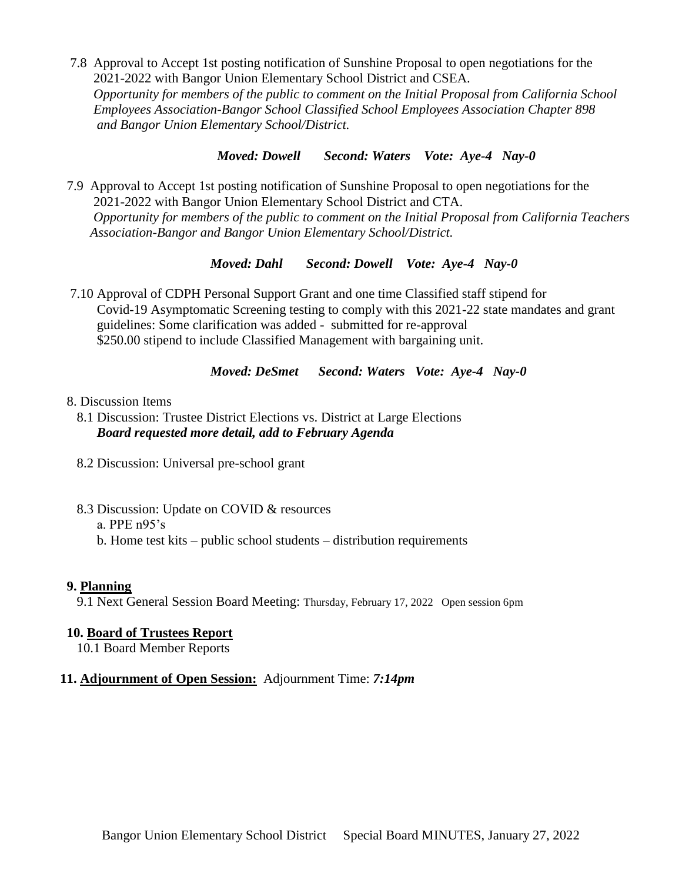7.8 Approval to Accept 1st posting notification of Sunshine Proposal to open negotiations for the 2021-2022 with Bangor Union Elementary School District and CSEA.
*Opportunity for members of the public to comment on the Initial Proposal from California School Employees Association-Bangor School Classified School Employees Association Chapter 898 and Bangor Union Elementary School/District.*

***Moved: Dowell Second: Waters Vote: Aye-4 Nay-0***

7.9 Approval to Accept 1st posting notification of Sunshine Proposal to open negotiations for the 2021-2022 with Bangor Union Elementary School District and CTA.
*Opportunity for members of the public to comment on the Initial Proposal from California Teachers Association-Bangor and Bangor Union Elementary School/District.*

***Moved: Dahl Second: Dowell Vote: Aye-4 Nay-0***

7.10 Approval of CDPH Personal Support Grant and one time Classified staff stipend for Covid-19 Asymptomatic Screening testing to comply with this 2021-22 state mandates and grant guidelines: Some clarification was added - submitted for re-approval
$250.00 stipend to include Classified Management with bargaining unit.

***Moved: DeSmet Second: Waters Vote: Aye-4 Nay-0***

8. Discussion Items
   - 8.1 Discussion: Trustee District Elections vs. District at Large Elections
     ***Board requested more detail, add to February Agenda***
   - 8.2 Discussion: Universal pre-school grant
   - 8.3 Discussion: Update on COVID & resources
     - a. PPE n95's
     - b. Home test kits – public school students – distribution requirements

**9. Planning**

9.1 Next General Session Board Meeting: Thursday, February 17, 2022 Open session 6pm

**10. Board of Trustees Report**

10.1 Board Member Reports

**11. Adjournment of Open Session:** Adjournment Time: ***7:14pm***